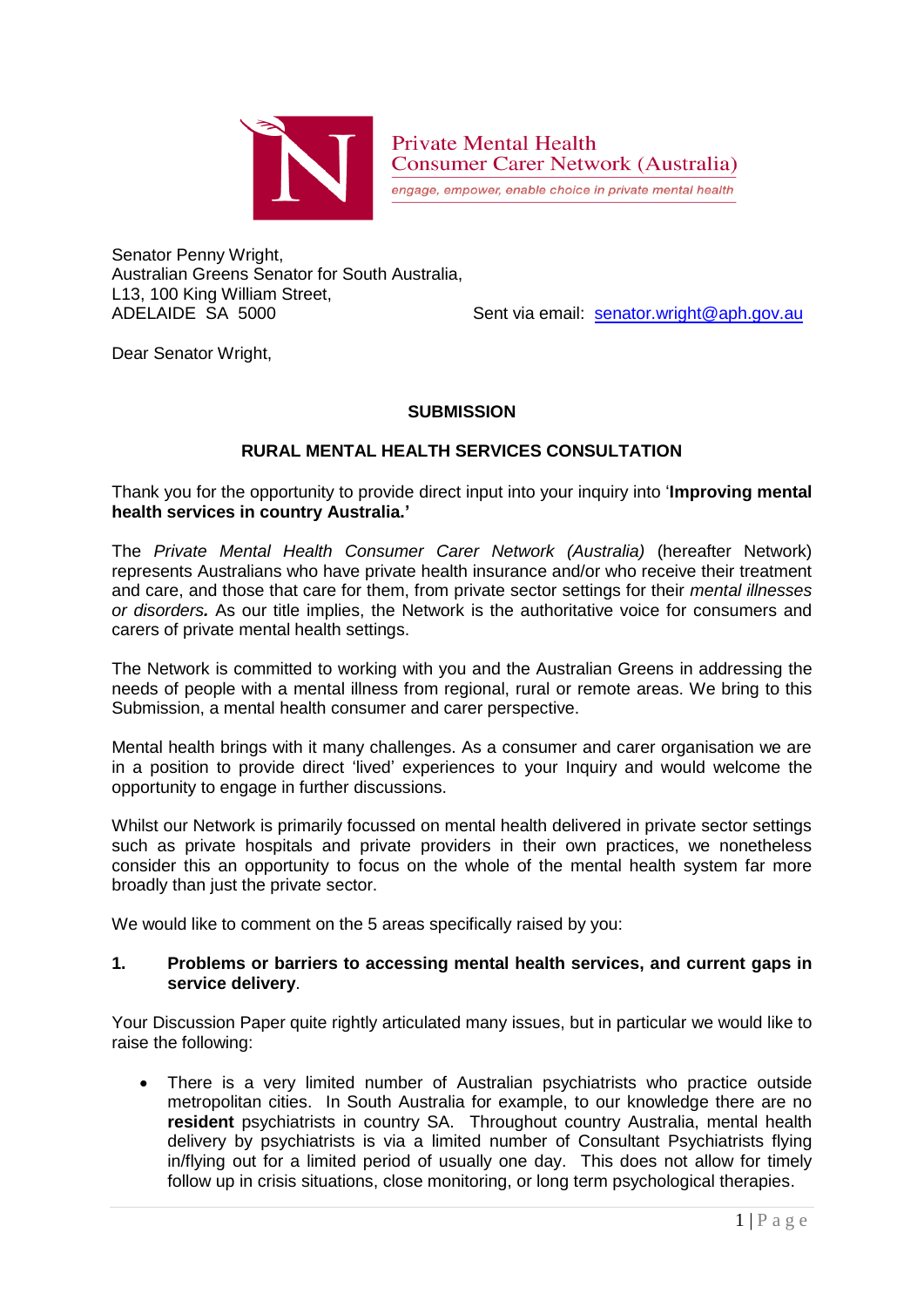Private Mental Health
Consumer Carer Network (Australia)

*engage, empower, enable choice in private mental health*

Senator Penny Wright,
Australian Greens Senator for South Australia,
L13, 100 King William Street,
ADELAIDE SA 5000

Sent via email: senator.wright@aph.gov.au

Dear Senator Wright,

**SUBMISSION**

**RURAL MENTAL HEALTH SERVICES CONSULTATION**

Thank you for the opportunity to provide direct input into your inquiry into '**Improving mental health services in country Australia.'**

The *Private Mental Health Consumer Carer Network (Australia)* (hereafter Network) represents Australians who have private health insurance and/or who receive their treatment and care, and those that care for them, from private sector settings for their *mental illnesses or disorders.* As our title implies, the Network is the authoritative voice for consumers and carers of private mental health settings.

The Network is committed to working with you and the Australian Greens in addressing the needs of people with a mental illness from regional, rural or remote areas. We bring to this Submission, a mental health consumer and carer perspective.

Mental health brings with it many challenges. As a consumer and carer organisation we are in a position to provide direct 'lived' experiences to your Inquiry and would welcome the opportunity to engage in further discussions.

Whilst our Network is primarily focussed on mental health delivered in private sector settings such as private hospitals and private providers in their own practices, we nonetheless consider this an opportunity to focus on the whole of the mental health system far more broadly than just the private sector.

We would like to comment on the 5 areas specifically raised by you:

**1. Problems or barriers to accessing mental health services, and current gaps in service delivery**.

Your Discussion Paper quite rightly articulated many issues, but in particular we would like to raise the following:

- There is a very limited number of Australian psychiatrists who practice outside metropolitan cities. In South Australia for example, to our knowledge there are no **resident** psychiatrists in country SA. Throughout country Australia, mental health delivery by psychiatrists is via a limited number of Consultant Psychiatrists flying in/flying out for a limited period of usually one day. This does not allow for timely follow up in crisis situations, close monitoring, or long term psychological therapies.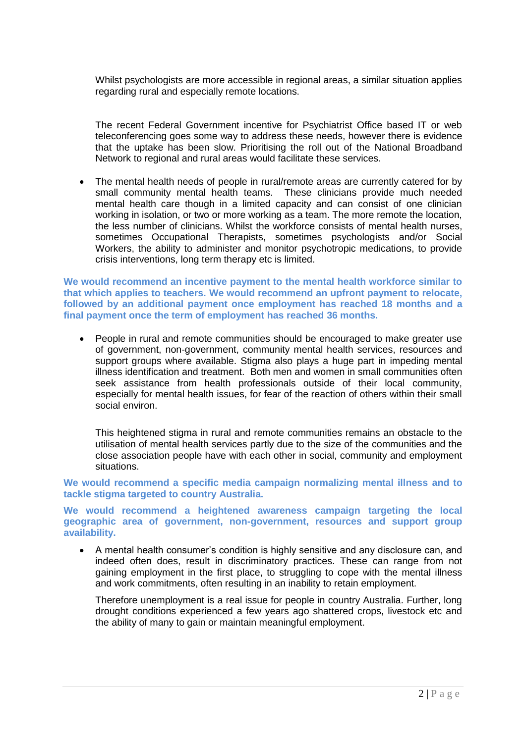Whilst psychologists are more accessible in regional areas, a similar situation applies regarding rural and especially remote locations.

The recent Federal Government incentive for Psychiatrist Office based IT or web teleconferencing goes some way to address these needs, however there is evidence that the uptake has been slow. Prioritising the roll out of the National Broadband Network to regional and rural areas would facilitate these services.

- The mental health needs of people in rural/remote areas are currently catered for by small community mental health teams. These clinicians provide much needed mental health care though in a limited capacity and can consist of one clinician working in isolation, or two or more working as a team. The more remote the location, the less number of clinicians. Whilst the workforce consists of mental health nurses, sometimes Occupational Therapists, sometimes psychologists and/or Social Workers, the ability to administer and monitor psychotropic medications, to provide crisis interventions, long term therapy etc is limited.

**We would recommend an incentive payment to the mental health workforce similar to that which applies to teachers. We would recommend an upfront payment to relocate, followed by an additional payment once employment has reached 18 months and a final payment once the term of employment has reached 36 months.**

- People in rural and remote communities should be encouraged to make greater use of government, non-government, community mental health services, resources and support groups where available. Stigma also plays a huge part in impeding mental illness identification and treatment. Both men and women in small communities often seek assistance from health professionals outside of their local community, especially for mental health issues, for fear of the reaction of others within their small social environ.

  This heightened stigma in rural and remote communities remains an obstacle to the utilisation of mental health services partly due to the size of the communities and the close association people have with each other in social, community and employment situations.

**We would recommend a specific media campaign normalizing mental illness and to tackle stigma targeted to country Australia.**

**We would recommend a heightened awareness campaign targeting the local geographic area of government, non-government, resources and support group availability.**

- A mental health consumer's condition is highly sensitive and any disclosure can, and indeed often does, result in discriminatory practices. These can range from not gaining employment in the first place, to struggling to cope with the mental illness and work commitments, often resulting in an inability to retain employment.

  Therefore unemployment is a real issue for people in country Australia. Further, long drought conditions experienced a few years ago shattered crops, livestock etc and the ability of many to gain or maintain meaningful employment.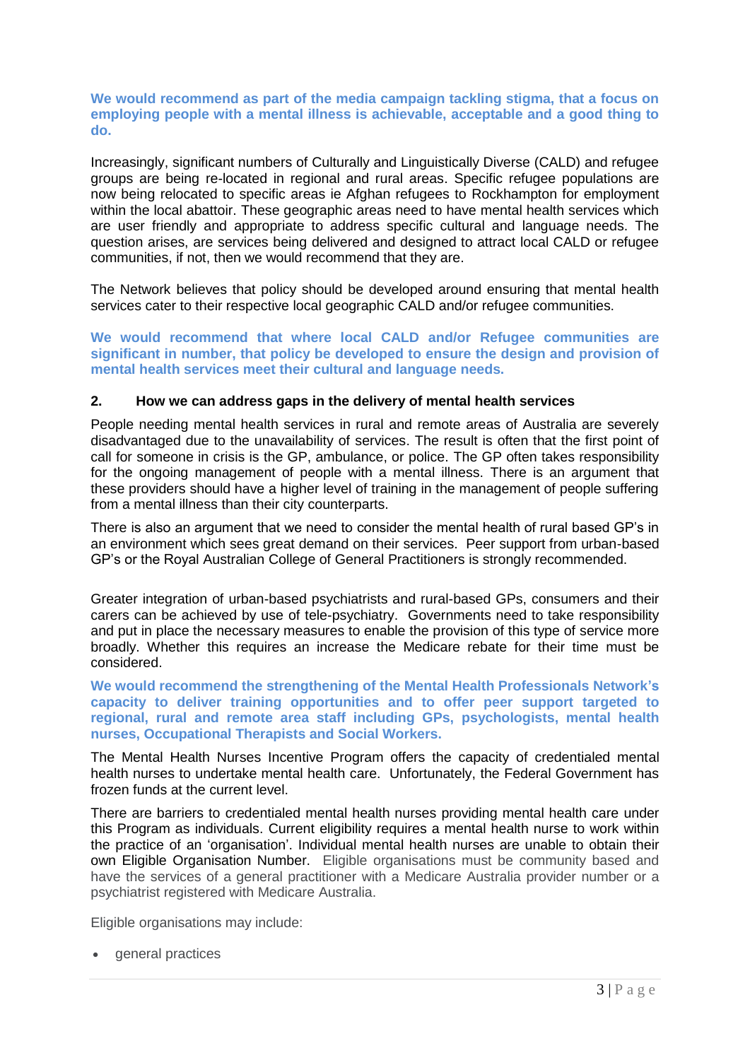**We would recommend as part of the media campaign tackling stigma, that a focus on employing people with a mental illness is achievable, acceptable and a good thing to do.**

Increasingly, significant numbers of Culturally and Linguistically Diverse (CALD) and refugee groups are being re-located in regional and rural areas. Specific refugee populations are now being relocated to specific areas ie Afghan refugees to Rockhampton for employment within the local abattoir. These geographic areas need to have mental health services which are user friendly and appropriate to address specific cultural and language needs. The question arises, are services being delivered and designed to attract local CALD or refugee communities, if not, then we would recommend that they are.

The Network believes that policy should be developed around ensuring that mental health services cater to their respective local geographic CALD and/or refugee communities.

**We would recommend that where local CALD and/or Refugee communities are significant in number, that policy be developed to ensure the design and provision of mental health services meet their cultural and language needs.**

## 2. How we can address gaps in the delivery of mental health services

People needing mental health services in rural and remote areas of Australia are severely disadvantaged due to the unavailability of services. The result is often that the first point of call for someone in crisis is the GP, ambulance, or police. The GP often takes responsibility for the ongoing management of people with a mental illness. There is an argument that these providers should have a higher level of training in the management of people suffering from a mental illness than their city counterparts.

There is also an argument that we need to consider the mental health of rural based GP's in an environment which sees great demand on their services. Peer support from urban-based GP's or the Royal Australian College of General Practitioners is strongly recommended.

Greater integration of urban-based psychiatrists and rural-based GPs, consumers and their carers can be achieved by use of tele-psychiatry. Governments need to take responsibility and put in place the necessary measures to enable the provision of this type of service more broadly. Whether this requires an increase the Medicare rebate for their time must be considered.

**We would recommend the strengthening of the Mental Health Professionals Network's capacity to deliver training opportunities and to offer peer support targeted to regional, rural and remote area staff including GPs, psychologists, mental health nurses, Occupational Therapists and Social Workers.**

The Mental Health Nurses Incentive Program offers the capacity of credentialed mental health nurses to undertake mental health care. Unfortunately, the Federal Government has frozen funds at the current level.

There are barriers to credentialed mental health nurses providing mental health care under this Program as individuals. Current eligibility requires a mental health nurse to work within the practice of an 'organisation'. Individual mental health nurses are unable to obtain their own Eligible Organisation Number. Eligible organisations must be community based and have the services of a general practitioner with a Medicare Australia provider number or a psychiatrist registered with Medicare Australia.

Eligible organisations may include:

- general practices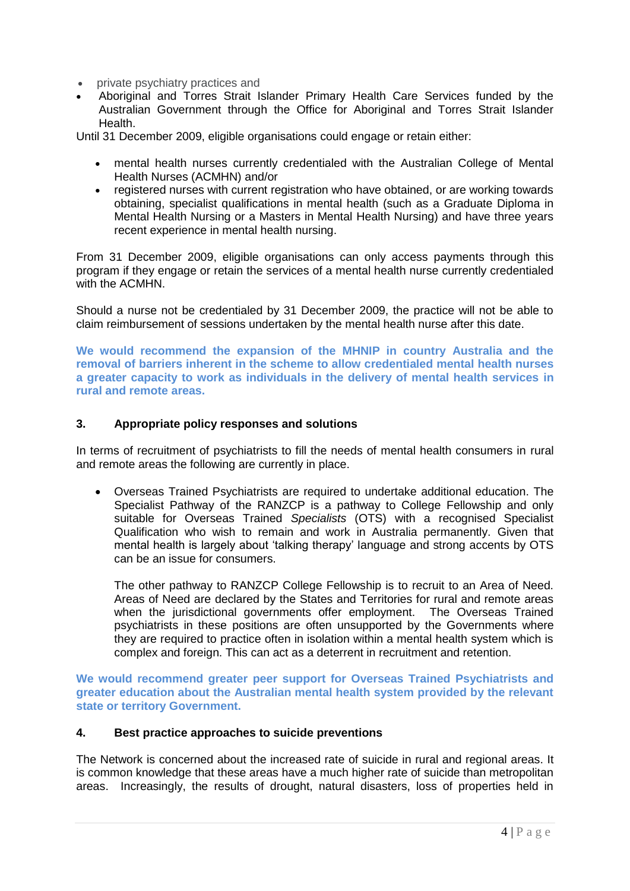- private psychiatry practices and
- Aboriginal and Torres Strait Islander Primary Health Care Services funded by the Australian Government through the Office for Aboriginal and Torres Strait Islander Health.

Until 31 December 2009, eligible organisations could engage or retain either:

- mental health nurses currently credentialed with the Australian College of Mental Health Nurses (ACMHN) and/or
- registered nurses with current registration who have obtained, or are working towards obtaining, specialist qualifications in mental health (such as a Graduate Diploma in Mental Health Nursing or a Masters in Mental Health Nursing) and have three years recent experience in mental health nursing.

From 31 December 2009, eligible organisations can only access payments through this program if they engage or retain the services of a mental health nurse currently credentialed with the ACMHN.

Should a nurse not be credentialed by 31 December 2009, the practice will not be able to claim reimbursement of sessions undertaken by the mental health nurse after this date.

**We would recommend the expansion of the MHNIP in country Australia and the removal of barriers inherent in the scheme to allow credentialed mental health nurses a greater capacity to work as individuals in the delivery of mental health services in rural and remote areas.**

### 3. Appropriate policy responses and solutions

In terms of recruitment of psychiatrists to fill the needs of mental health consumers in rural and remote areas the following are currently in place.

- Overseas Trained Psychiatrists are required to undertake additional education. The Specialist Pathway of the RANZCP is a pathway to College Fellowship and only suitable for Overseas Trained *Specialists* (OTS) with a recognised Specialist Qualification who wish to remain and work in Australia permanently. Given that mental health is largely about 'talking therapy' language and strong accents by OTS can be an issue for consumers.

  The other pathway to RANZCP College Fellowship is to recruit to an Area of Need. Areas of Need are declared by the States and Territories for rural and remote areas when the jurisdictional governments offer employment. The Overseas Trained psychiatrists in these positions are often unsupported by the Governments where they are required to practice often in isolation within a mental health system which is complex and foreign. This can act as a deterrent in recruitment and retention.

**We would recommend greater peer support for Overseas Trained Psychiatrists and greater education about the Australian mental health system provided by the relevant state or territory Government.**

### 4. Best practice approaches to suicide preventions

The Network is concerned about the increased rate of suicide in rural and regional areas. It is common knowledge that these areas have a much higher rate of suicide than metropolitan areas. Increasingly, the results of drought, natural disasters, loss of properties held in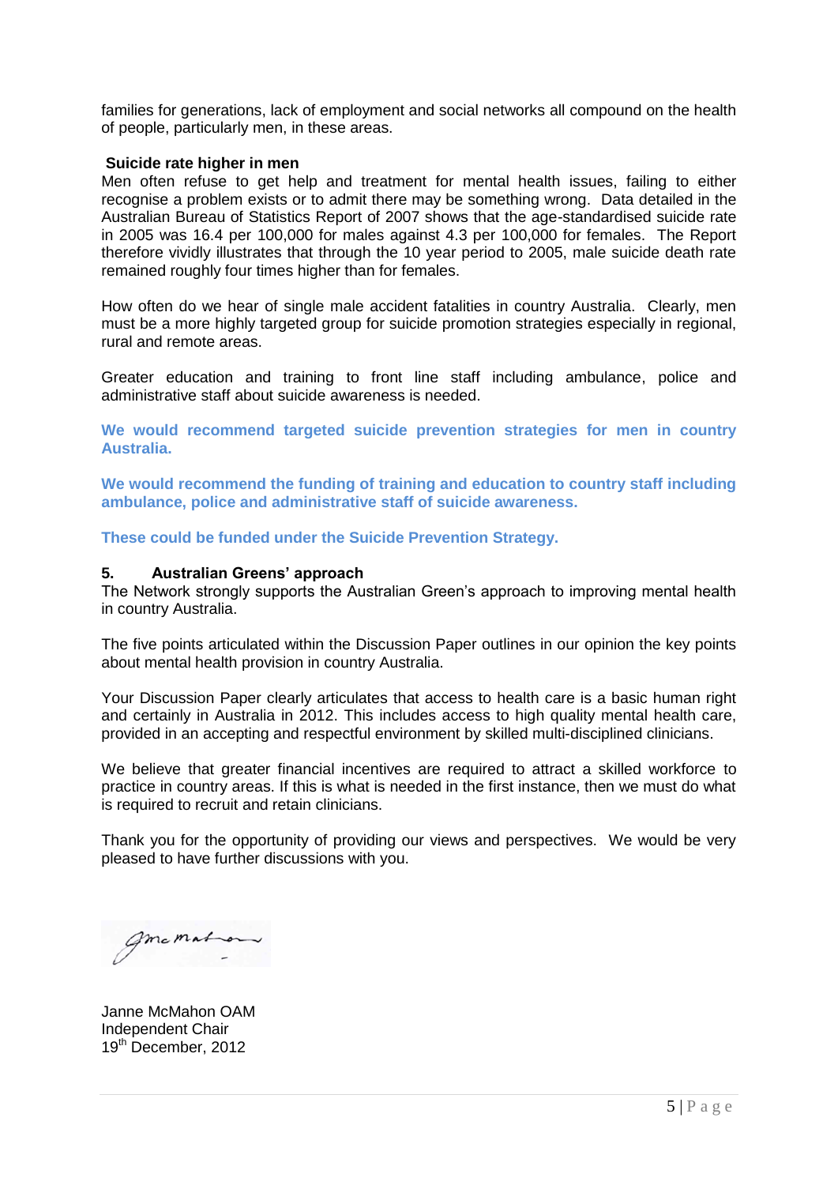families for generations, lack of employment and social networks all compound on the health of people, particularly men, in these areas.

**Suicide rate higher in men**

Men often refuse to get help and treatment for mental health issues, failing to either recognise a problem exists or to admit there may be something wrong. Data detailed in the Australian Bureau of Statistics Report of 2007 shows that the age-standardised suicide rate in 2005 was 16.4 per 100,000 for males against 4.3 per 100,000 for females. The Report therefore vividly illustrates that through the 10 year period to 2005, male suicide death rate remained roughly four times higher than for females.

How often do we hear of single male accident fatalities in country Australia. Clearly, men must be a more highly targeted group for suicide promotion strategies especially in regional, rural and remote areas.

Greater education and training to front line staff including ambulance, police and administrative staff about suicide awareness is needed.

**We would recommend targeted suicide prevention strategies for men in country Australia.**

**We would recommend the funding of training and education to country staff including ambulance, police and administrative staff of suicide awareness.**

**These could be funded under the Suicide Prevention Strategy.**

## 5. Australian Greens' approach

The Network strongly supports the Australian Green's approach to improving mental health in country Australia.

The five points articulated within the Discussion Paper outlines in our opinion the key points about mental health provision in country Australia.

Your Discussion Paper clearly articulates that access to health care is a basic human right and certainly in Australia in 2012. This includes access to high quality mental health care, provided in an accepting and respectful environment by skilled multi-disciplined clinicians.

We believe that greater financial incentives are required to attract a skilled workforce to practice in country areas. If this is what is needed in the first instance, then we must do what is required to recruit and retain clinicians.

Thank you for the opportunity of providing our views and perspectives. We would be very pleased to have further discussions with you.

Janne McMahon OAM
Independent Chair
19th December, 2012